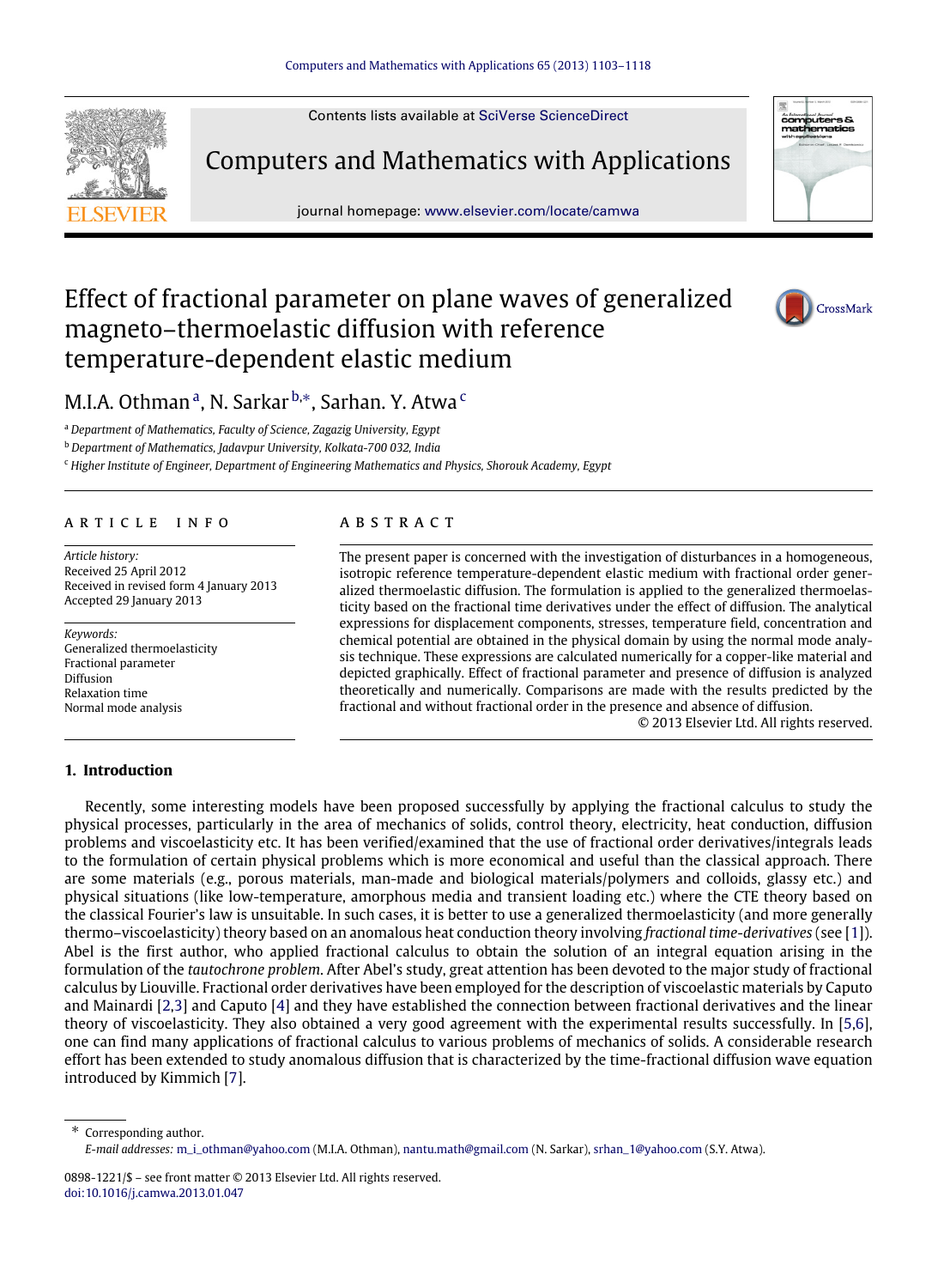Contents lists available at SciVerse ScienceDirect

Computers and Mathematics with Applications

journal homepage: www.elsevier.com/locate/camwa

# Effect of fractional parameter on plane waves of generalized magneto–thermoelastic diffusion with reference temperature-dependent elastic medium

M.I.A. Othman [a], N. Sarkar [b,*], Sarhan. Y. Atwa [c]

[a] Department of Mathematics, Faculty of Science, Zagazig University, Egypt

[b] Department of Mathematics, Jadavpur University, Kolkata-700 032, India

[c] Higher Institute of Engineer, Department of Engineering Mathematics and Physics, Shorouk Academy, Egypt

## ARTICLE INFO

*Article history:*
Received 25 April 2012
Received in revised form 4 January 2013
Accepted 29 January 2013

*Keywords:*
Generalized thermoelasticity
Fractional parameter
Diffusion
Relaxation time
Normal mode analysis

## ABSTRACT

The present paper is concerned with the investigation of disturbances in a homogeneous, isotropic reference temperature-dependent elastic medium with fractional order generalized thermoelastic diffusion. The formulation is applied to the generalized thermoelasticity based on the fractional time derivatives under the effect of diffusion. The analytical expressions for displacement components, stresses, temperature field, concentration and chemical potential are obtained in the physical domain by using the normal mode analysis technique. These expressions are calculated numerically for a copper-like material and depicted graphically. Effect of fractional parameter and presence of diffusion is analyzed theoretically and numerically. Comparisons are made with the results predicted by the fractional and without fractional order in the presence and absence of diffusion.

© 2013 Elsevier Ltd. All rights reserved.

## 1. Introduction

Recently, some interesting models have been proposed successfully by applying the fractional calculus to study the physical processes, particularly in the area of mechanics of solids, control theory, electricity, heat conduction, diffusion problems and viscoelasticity etc. It has been verified/examined that the use of fractional order derivatives/integrals leads to the formulation of certain physical problems which is more economical and useful than the classical approach. There are some materials (e.g., porous materials, man-made and biological materials/polymers and colloids, glassy etc.) and physical situations (like low-temperature, amorphous media and transient loading etc.) where the CTE theory based on the classical Fourier's law is unsuitable. In such cases, it is better to use a generalized thermoelasticity (and more generally thermo–viscoelasticity) theory based on an anomalous heat conduction theory involving *fractional time-derivatives* (see [1]). Abel is the first author, who applied fractional calculus to obtain the solution of an integral equation arising in the formulation of the *tautochrone problem*. After Abel's study, great attention has been devoted to the major study of fractional calculus by Liouville. Fractional order derivatives have been employed for the description of viscoelastic materials by Caputo and Mainardi [2,3] and Caputo [4] and they have established the connection between fractional derivatives and the linear theory of viscoelasticity. They also obtained a very good agreement with the experimental results successfully. In [5,6], one can find many applications of fractional calculus to various problems of mechanics of solids. A considerable research effort has been extended to study anomalous diffusion that is characterized by the time-fractional diffusion wave equation introduced by Kimmich [7].

* Corresponding author.
*E-mail addresses:* m_i_othman@yahoo.com (M.I.A. Othman), nantu.math@gmail.com (N. Sarkar), srhan_1@yahoo.com (S.Y. Atwa).

0898-1221/$ – see front matter © 2013 Elsevier Ltd. All rights reserved.
doi:10.1016/j.camwa.2013.01.047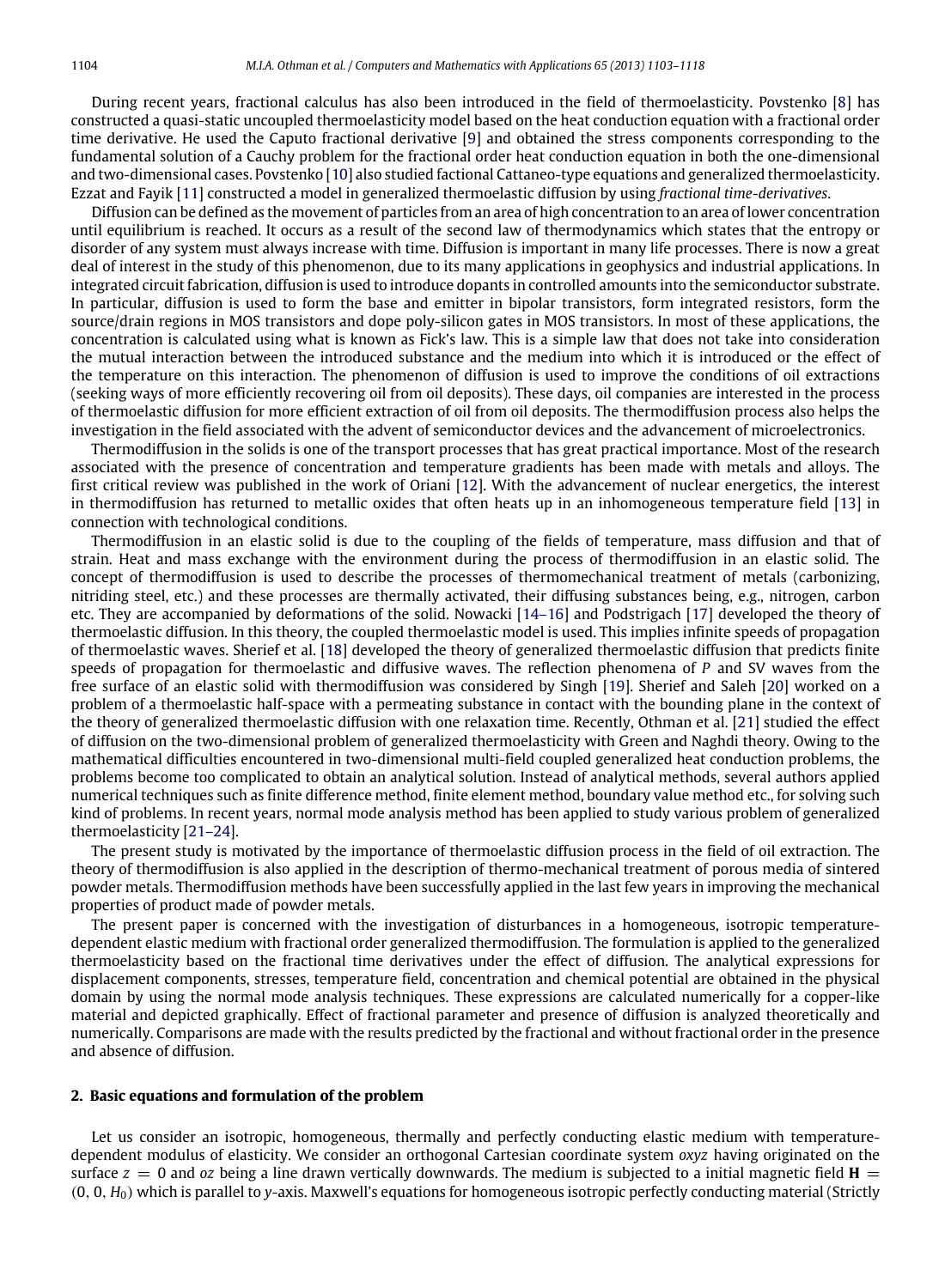During recent years, fractional calculus has also been introduced in the field of thermoelasticity. Povstenko [8] has constructed a quasi-static uncoupled thermoelasticity model based on the heat conduction equation with a fractional order time derivative. He used the Caputo fractional derivative [9] and obtained the stress components corresponding to the fundamental solution of a Cauchy problem for the fractional order heat conduction equation in both the one-dimensional and two-dimensional cases. Povstenko [10] also studied factional Cattaneo-type equations and generalized thermoelasticity. Ezzat and Fayik [11] constructed a model in generalized thermoelastic diffusion by using *fractional time-derivatives*.

Diffusion can be defined as the movement of particles from an area of high concentration to an area of lower concentration until equilibrium is reached. It occurs as a result of the second law of thermodynamics which states that the entropy or disorder of any system must always increase with time. Diffusion is important in many life processes. There is now a great deal of interest in the study of this phenomenon, due to its many applications in geophysics and industrial applications. In integrated circuit fabrication, diffusion is used to introduce dopants in controlled amounts into the semiconductor substrate. In particular, diffusion is used to form the base and emitter in bipolar transistors, form integrated resistors, form the source/drain regions in MOS transistors and dope poly-silicon gates in MOS transistors. In most of these applications, the concentration is calculated using what is known as Fick's law. This is a simple law that does not take into consideration the mutual interaction between the introduced substance and the medium into which it is introduced or the effect of the temperature on this interaction. The phenomenon of diffusion is used to improve the conditions of oil extractions (seeking ways of more efficiently recovering oil from oil deposits). These days, oil companies are interested in the process of thermoelastic diffusion for more efficient extraction of oil from oil deposits. The thermodiffusion process also helps the investigation in the field associated with the advent of semiconductor devices and the advancement of microelectronics.

Thermodiffusion in the solids is one of the transport processes that has great practical importance. Most of the research associated with the presence of concentration and temperature gradients has been made with metals and alloys. The first critical review was published in the work of Oriani [12]. With the advancement of nuclear energetics, the interest in thermodiffusion has returned to metallic oxides that often heats up in an inhomogeneous temperature field [13] in connection with technological conditions.

Thermodiffusion in an elastic solid is due to the coupling of the fields of temperature, mass diffusion and that of strain. Heat and mass exchange with the environment during the process of thermodiffusion in an elastic solid. The concept of thermodiffusion is used to describe the processes of thermomechanical treatment of metals (carbonizing, nitriding steel, etc.) and these processes are thermally activated, their diffusing substances being, e.g., nitrogen, carbon etc. They are accompanied by deformations of the solid. Nowacki [14–16] and Podstrigach [17] developed the theory of thermoelastic diffusion. In this theory, the coupled thermoelastic model is used. This implies infinite speeds of propagation of thermoelastic waves. Sherief et al. [18] developed the theory of generalized thermoelastic diffusion that predicts finite speeds of propagation for thermoelastic and diffusive waves. The reflection phenomena of *P* and SV waves from the free surface of an elastic solid with thermodiffusion was considered by Singh [19]. Sherief and Saleh [20] worked on a problem of a thermoelastic half-space with a permeating substance in contact with the bounding plane in the context of the theory of generalized thermoelastic diffusion with one relaxation time. Recently, Othman et al. [21] studied the effect of diffusion on the two-dimensional problem of generalized thermoelasticity with Green and Naghdi theory. Owing to the mathematical difficulties encountered in two-dimensional multi-field coupled generalized heat conduction problems, the problems become too complicated to obtain an analytical solution. Instead of analytical methods, several authors applied numerical techniques such as finite difference method, finite element method, boundary value method etc., for solving such kind of problems. In recent years, normal mode analysis method has been applied to study various problem of generalized thermoelasticity [21–24].

The present study is motivated by the importance of thermoelastic diffusion process in the field of oil extraction. The theory of thermodiffusion is also applied in the description of thermo-mechanical treatment of porous media of sintered powder metals. Thermodiffusion methods have been successfully applied in the last few years in improving the mechanical properties of product made of powder metals.

The present paper is concerned with the investigation of disturbances in a homogeneous, isotropic temperature-dependent elastic medium with fractional order generalized thermodiffusion. The formulation is applied to the generalized thermoelasticity based on the fractional time derivatives under the effect of diffusion. The analytical expressions for displacement components, stresses, temperature field, concentration and chemical potential are obtained in the physical domain by using the normal mode analysis techniques. These expressions are calculated numerically for a copper-like material and depicted graphically. Effect of fractional parameter and presence of diffusion is analyzed theoretically and numerically. Comparisons are made with the results predicted by the fractional and without fractional order in the presence and absence of diffusion.

## 2. Basic equations and formulation of the problem

Let us consider an isotropic, homogeneous, thermally and perfectly conducting elastic medium with temperature-dependent modulus of elasticity. We consider an orthogonal Cartesian coordinate system *oxyz* having originated on the surface $z = 0$ and *oz* being a line drawn vertically downwards. The medium is subjected to a initial magnetic field $\mathbf{H} = (0, 0, H_0)$ which is parallel to *y*-axis. Maxwell's equations for homogeneous isotropic perfectly conducting material (Strictly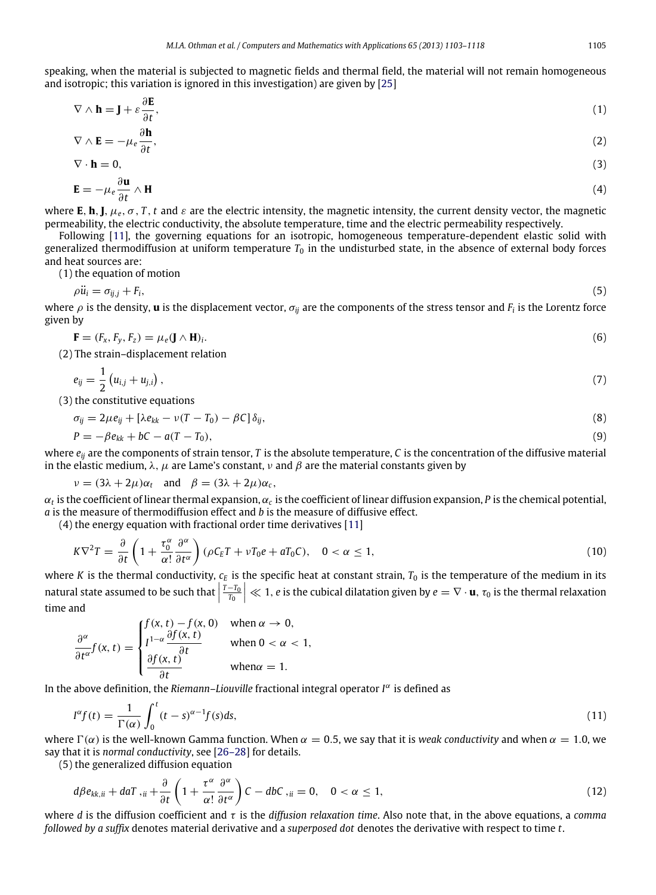speaking, when the material is subjected to magnetic fields and thermal field, the material will not remain homogeneous and isotropic; this variation is ignored in this investigation) are given by [25]

$$\nabla \wedge \mathbf{h} = \mathbf{J} + \varepsilon \frac{\partial \mathbf{E}}{\partial t}, \tag{1}$$

$$\nabla \wedge \mathbf{E} = -\mu_e \frac{\partial \mathbf{h}}{\partial t}, \tag{2}$$

$$\nabla \cdot \mathbf{h} = 0, \tag{3}$$

$$\mathbf{E} = -\mu_e \frac{\partial \mathbf{u}}{\partial t} \wedge \mathbf{H} \tag{4}$$

where $\mathbf{E}$, $\mathbf{h}$, $\mathbf{J}$, $\mu_e$, $\sigma$, $T$, $t$ and $\varepsilon$ are the electric intensity, the magnetic intensity, the current density vector, the magnetic permeability, the electric conductivity, the absolute temperature, time and the electric permeability respectively.

Following [11], the governing equations for an isotropic, homogeneous temperature-dependent elastic solid with generalized thermodiffusion at uniform temperature $T_0$ in the undisturbed state, in the absence of external body forces and heat sources are:

(1) the equation of motion

$$\rho \ddot{u}_i = \sigma_{ij,j} + F_i, \tag{5}$$

where $\rho$ is the density, $\mathbf{u}$ is the displacement vector, $\sigma_{ij}$ are the components of the stress tensor and $F_i$ is the Lorentz force given by

$$\mathbf{F} = (F_x, F_y, F_z) = \mu_e (\mathbf{J} \wedge \mathbf{H})_i. \tag{6}$$

(2) The strain–displacement relation

$$e_{ij} = \frac{1}{2}\left(u_{i,j} + u_{j,i}\right), \tag{7}$$

(3) the constitutive equations

$$\sigma_{ij} = 2\mu e_{ij} + \left[\lambda e_{kk} - \nu (T - T_0) - \beta C\right] \delta_{ij}, \tag{8}$$

$$P = -\beta e_{kk} + bC - a(T - T_0), \tag{9}$$

where $e_{ij}$ are the components of strain tensor, $T$ is the absolute temperature, $C$ is the concentration of the diffusive material in the elastic medium, $\lambda$, $\mu$ are Lame's constant, $\nu$ and $\beta$ are the material constants given by

$$\nu = (3\lambda + 2\mu)\alpha_t \quad \text{and} \quad \beta = (3\lambda + 2\mu)\alpha_c,$$

$\alpha_t$ is the coefficient of linear thermal expansion, $\alpha_c$ is the coefficient of linear diffusion expansion, $P$ is the chemical potential, $a$ is the measure of thermodiffusion effect and $b$ is the measure of diffusive effect.

(4) the energy equation with fractional order time derivatives [11]

$$K \nabla^2 T = \frac{\partial}{\partial t}\left(1 + \frac{\tau_0^\alpha}{\alpha!}\frac{\partial^\alpha}{\partial t^\alpha}\right)(\rho C_E T + \nu T_0 e + a T_0 C), \quad 0 < \alpha \le 1, \tag{10}$$

where $K$ is the thermal conductivity, $c_E$ is the specific heat at constant strain, $T_0$ is the temperature of the medium in its natural state assumed to be such that $\left|\frac{T-T_0}{T_0}\right| \ll 1$, $e$ is the cubical dilatation given by $e = \nabla \cdot \mathbf{u}$, $\tau_0$ is the thermal relaxation time and

$$\frac{\partial^\alpha}{\partial t^\alpha} f(x,t) = \begin{cases} f(x,t) - f(x,0) & \text{when } \alpha \to 0, \\ I^{1-\alpha} \dfrac{\partial f(x,t)}{\partial t} & \text{when } 0 < \alpha < 1, \\ \dfrac{\partial f(x,t)}{\partial t} & \text{when } \alpha = 1. \end{cases}$$

In the above definition, the *Riemann–Liouville* fractional integral operator $I^\alpha$ is defined as

$$I^\alpha f(t) = \frac{1}{\Gamma(\alpha)} \int_0^t (t-s)^{\alpha - 1} f(s) ds, \tag{11}$$

where $\Gamma(\alpha)$ is the well-known Gamma function. When $\alpha = 0.5$, we say that it is *weak conductivity* and when $\alpha = 1.0$, we say that it is *normal conductivity*, see [26–28] for details.

(5) the generalized diffusion equation

$$d\beta e_{kk,ii} + daT_{,ii} + \frac{\partial}{\partial t}\left(1 + \frac{\tau^\alpha}{\alpha!}\frac{\partial^\alpha}{\partial t^\alpha}\right) C - dbC_{,ii} = 0, \quad 0 < \alpha \le 1, \tag{12}$$

where $d$ is the diffusion coefficient and $\tau$ is the *diffusion relaxation time*. Also note that, in the above equations, a *comma followed by a suffix* denotes material derivative and a *superposed dot* denotes the derivative with respect to time $t$.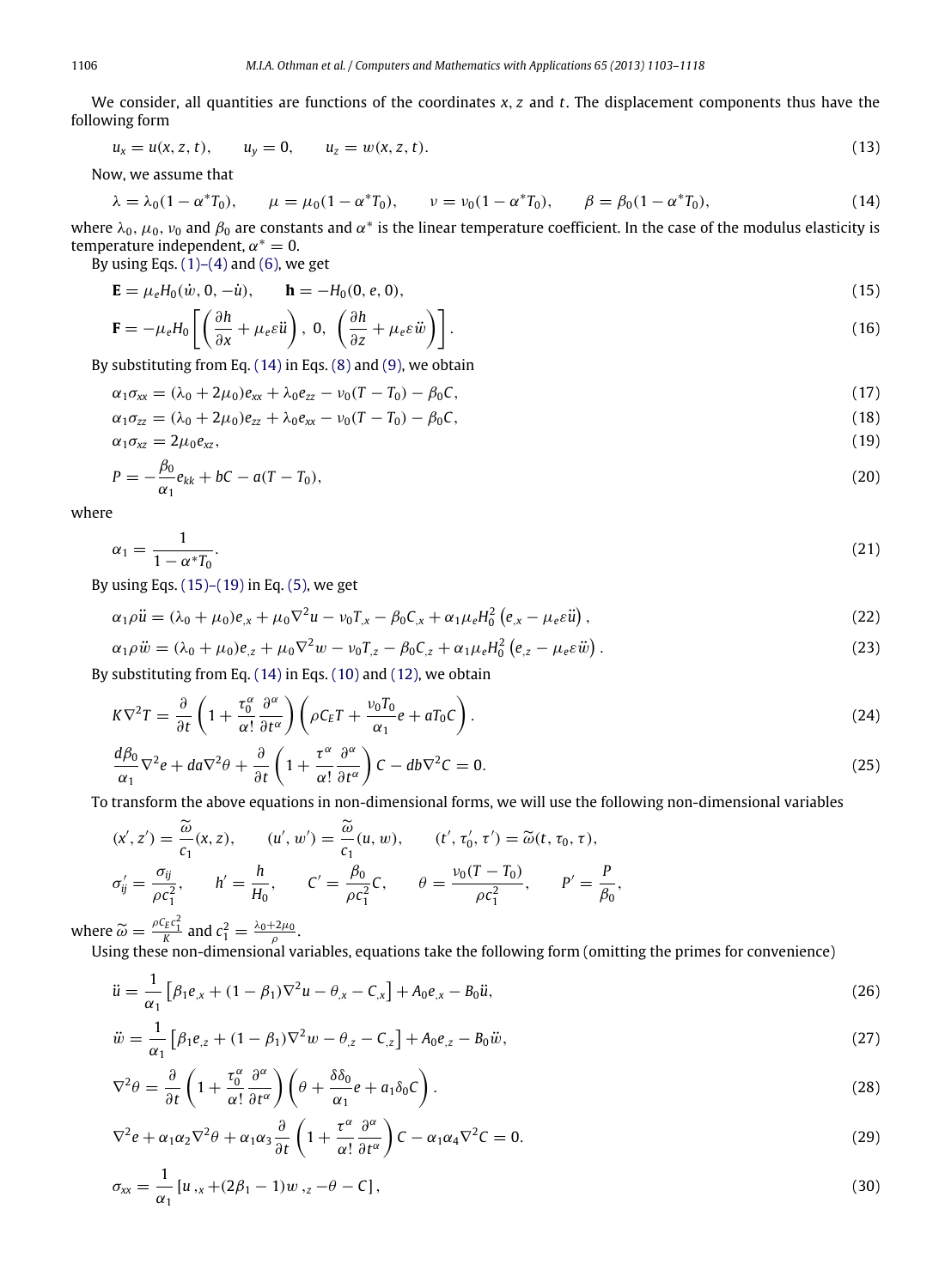We consider, all quantities are functions of the coordinates $x, z$ and $t$. The displacement components thus have the following form

$$u_x = u(x, z, t), \qquad u_y = 0, \qquad u_z = w(x, z, t). \tag{13}$$

Now, we assume that

$$\lambda = \lambda_0(1 - \alpha^* T_0), \qquad \mu = \mu_0(1 - \alpha^* T_0), \qquad \nu = \nu_0(1 - \alpha^* T_0), \qquad \beta = \beta_0(1 - \alpha^* T_0), \tag{14}$$

where $\lambda_0$, $\mu_0$, $\nu_0$ and $\beta_0$ are constants and $\alpha^*$ is the linear temperature coefficient. In the case of the modulus elasticity is temperature independent, $\alpha^* = 0$.

By using Eqs. (1)–(4) and (6), we get

$$\mathbf{E} = \mu_e H_0(\dot{w}, 0, -\dot{u}), \qquad \mathbf{h} = -H_0(0, e, 0), \tag{15}$$

$$\mathbf{F} = -\mu_e H_0 \left[ \left( \frac{\partial h}{\partial x} + \mu_e \varepsilon \ddot{u} \right),\ 0,\ \left( \frac{\partial h}{\partial z} + \mu_e \varepsilon \ddot{w} \right) \right]. \tag{16}$$

By substituting from Eq. (14) in Eqs. (8) and (9), we obtain

$$\alpha_1 \sigma_{xx} = (\lambda_0 + 2\mu_0) e_{xx} + \lambda_0 e_{zz} - \nu_0 (T - T_0) - \beta_0 C, \tag{17}$$

$$\alpha_1 \sigma_{zz} = (\lambda_0 + 2\mu_0) e_{zz} + \lambda_0 e_{xx} - \nu_0 (T - T_0) - \beta_0 C, \tag{18}$$

$$\alpha_1 \sigma_{xz} = 2\mu_0 e_{xz}, \tag{19}$$

$$P = -\frac{\beta_0}{\alpha_1} e_{kk} + bC - a(T - T_0), \tag{20}$$

where

$$\alpha_1 = \frac{1}{1 - \alpha^* T_0}. \tag{21}$$

By using Eqs. (15)–(19) in Eq. (5), we get

$$\alpha_1 \rho \ddot{u} = (\lambda_0 + \mu_0) e_{,x} + \mu_0 \nabla^2 u - \nu_0 T_{,x} - \beta_0 C_{,x} + \alpha_1 \mu_e H_0^2 \left( e_{,x} - \mu_e \varepsilon \ddot{u} \right), \tag{22}$$

$$\alpha_1 \rho \ddot{w} = (\lambda_0 + \mu_0) e_{,z} + \mu_0 \nabla^2 w - \nu_0 T_{,z} - \beta_0 C_{,z} + \alpha_1 \mu_e H_0^2 \left( e_{,z} - \mu_e \varepsilon \ddot{w} \right). \tag{23}$$

By substituting from Eq. (14) in Eqs. (10) and (12), we obtain

$$K \nabla^2 T = \frac{\partial}{\partial t} \left( 1 + \frac{\tau_0^\alpha}{\alpha!} \frac{\partial^\alpha}{\partial t^\alpha} \right) \left( \rho C_E T + \frac{\nu_0 T_0}{\alpha_1} e + a T_0 C \right). \tag{24}$$

$$\frac{d\beta_0}{\alpha_1} \nabla^2 e + da \nabla^2 \theta + \frac{\partial}{\partial t} \left( 1 + \frac{\tau^\alpha}{\alpha!} \frac{\partial^\alpha}{\partial t^\alpha} \right) C - db \nabla^2 C = 0. \tag{25}$$

To transform the above equations in non-dimensional forms, we will use the following non-dimensional variables

$$(x', z') = \frac{\widetilde{\omega}}{c_1}(x, z), \qquad (u', w') = \frac{\widetilde{\omega}}{c_1}(u, w), \qquad (t', \tau_0', \tau') = \widetilde{\omega}(t, \tau_0, \tau),$$

$$\sigma_{ij}' = \frac{\sigma_{ij}}{\rho c_1^2}, \qquad h' = \frac{h}{H_0}, \qquad C' = \frac{\beta_0}{\rho c_1^2} C, \qquad \theta = \frac{\nu_0 (T - T_0)}{\rho c_1^2}, \qquad P' = \frac{P}{\beta_0},$$

where $\widetilde{\omega} = \frac{\rho C_E c_1^2}{K}$ and $c_1^2 = \frac{\lambda_0 + 2\mu_0}{\rho}$.

Using these non-dimensional variables, equations take the following form (omitting the primes for convenience)

$$\ddot{u} = \frac{1}{\alpha_1} \left[ \beta_1 e_{,x} + (1 - \beta_1) \nabla^2 u - \theta_{,x} - C_{,x} \right] + A_0 e_{,x} - B_0 \ddot{u}, \tag{26}$$

$$\ddot{w} = \frac{1}{\alpha_1} \left[ \beta_1 e_{,z} + (1 - \beta_1) \nabla^2 w - \theta_{,z} - C_{,z} \right] + A_0 e_{,z} - B_0 \ddot{w}, \tag{27}$$

$$\nabla^2 \theta = \frac{\partial}{\partial t} \left( 1 + \frac{\tau_0^\alpha}{\alpha!} \frac{\partial^\alpha}{\partial t^\alpha} \right) \left( \theta + \frac{\delta \delta_0}{\alpha_1} e + a_1 \delta_0 C \right). \tag{28}$$

$$\nabla^2 e + \alpha_1 \alpha_2 \nabla^2 \theta + \alpha_1 \alpha_3 \frac{\partial}{\partial t} \left( 1 + \frac{\tau^\alpha}{\alpha!} \frac{\partial^\alpha}{\partial t^\alpha} \right) C - \alpha_1 \alpha_4 \nabla^2 C = 0. \tag{29}$$

$$\sigma_{xx} = \frac{1}{\alpha_1} \left[ u_{,x} + (2\beta_1 - 1) w_{,z} - \theta - C \right], \tag{30}$$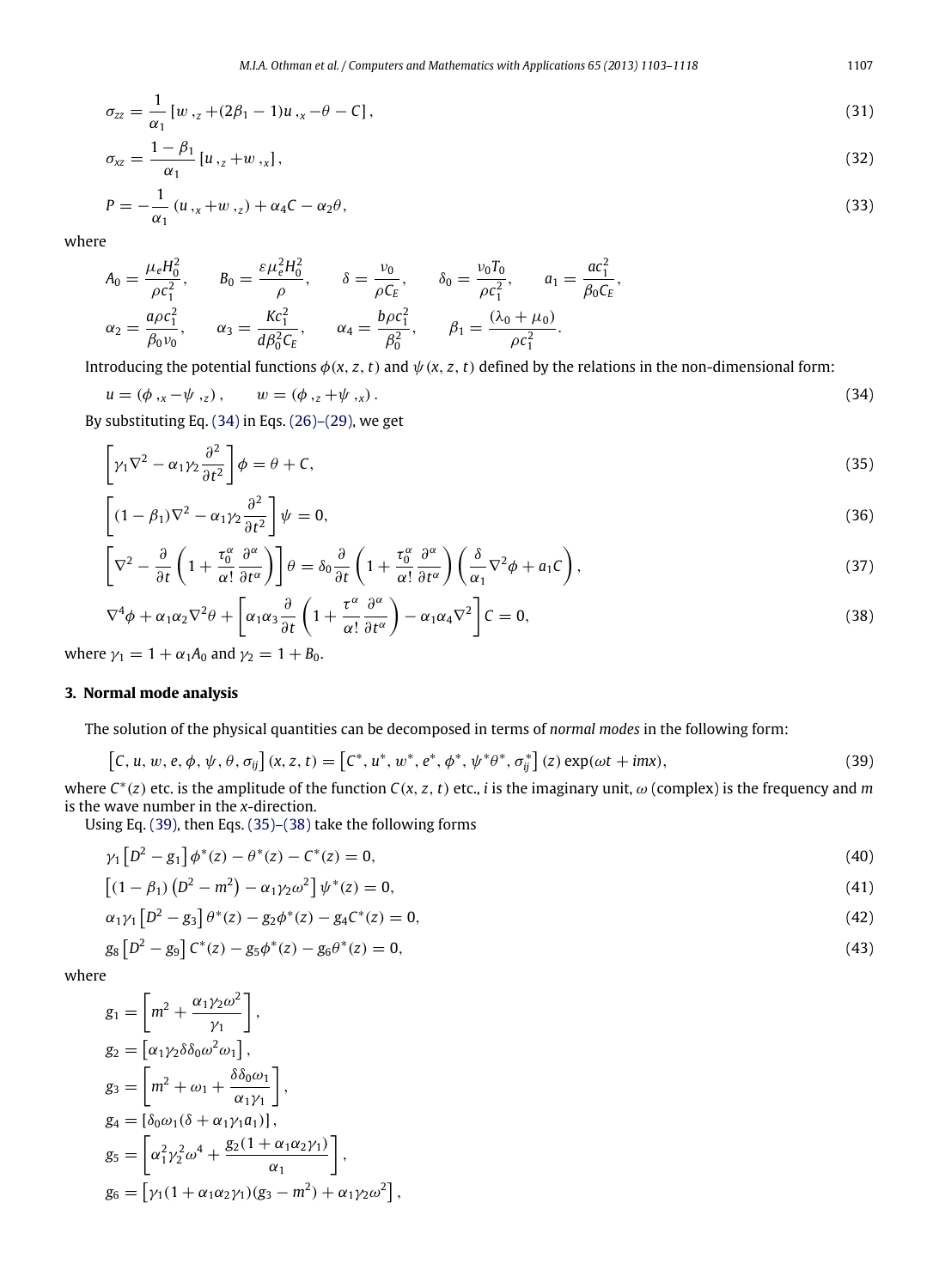$$\sigma_{zz} = \frac{1}{\alpha_1}\left[w_{,z} + (2\beta_1 - 1)u_{,x} - \theta - C\right], \tag{31}$$

$$\sigma_{xz} = \frac{1-\beta_1}{\alpha_1}\left[u_{,z} + w_{,x}\right], \tag{32}$$

$$P = -\frac{1}{\alpha_1}\left(u_{,x} + w_{,z}\right) + \alpha_4 C - \alpha_2 \theta, \tag{33}$$

where

$$A_0 = \frac{\mu_e H_0^2}{\rho c_1^2}, \qquad B_0 = \frac{\varepsilon \mu_e^2 H_0^2}{\rho}, \qquad \delta = \frac{\nu_0}{\rho C_E}, \qquad \delta_0 = \frac{\nu_0 T_0}{\rho c_1^2}, \qquad a_1 = \frac{a c_1^2}{\beta_0 C_E},$$

$$\alpha_2 = \frac{a\rho c_1^2}{\beta_0 \nu_0}, \qquad \alpha_3 = \frac{K c_1^2}{d\beta_0^2 C_E}, \qquad \alpha_4 = \frac{b\rho c_1^2}{\beta_0^2}, \qquad \beta_1 = \frac{(\lambda_0 + \mu_0)}{\rho c_1^2}.$$

Introducing the potential functions $\phi(x, z, t)$ and $\psi(x, z, t)$ defined by the relations in the non-dimensional form:

$$u = \left(\phi_{,x} - \psi_{,z}\right), \qquad w = \left(\phi_{,z} + \psi_{,x}\right). \tag{34}$$

By substituting Eq. (34) in Eqs. (26)–(29), we get

$$\left[\gamma_1 \nabla^2 - \alpha_1 \gamma_2 \frac{\partial^2}{\partial t^2}\right]\phi = \theta + C, \tag{35}$$

$$\left[(1-\beta_1)\nabla^2 - \alpha_1 \gamma_2 \frac{\partial^2}{\partial t^2}\right]\psi = 0, \tag{36}$$

$$\left[\nabla^2 - \frac{\partial}{\partial t}\left(1 + \frac{\tau_0^\alpha}{\alpha!}\frac{\partial^\alpha}{\partial t^\alpha}\right)\right]\theta = \delta_0 \frac{\partial}{\partial t}\left(1 + \frac{\tau_0^\alpha}{\alpha!}\frac{\partial^\alpha}{\partial t^\alpha}\right)\left(\frac{\delta}{\alpha_1}\nabla^2\phi + a_1 C\right), \tag{37}$$

$$\nabla^4\phi + \alpha_1\alpha_2\nabla^2\theta + \left[\alpha_1\alpha_3\frac{\partial}{\partial t}\left(1 + \frac{\tau^\alpha}{\alpha!}\frac{\partial^\alpha}{\partial t^\alpha}\right) - \alpha_1\alpha_4\nabla^2\right]C = 0, \tag{38}$$

where $\gamma_1 = 1 + \alpha_1 A_0$ and $\gamma_2 = 1 + B_0$.

## 3. Normal mode analysis

The solution of the physical quantities can be decomposed in terms of *normal modes* in the following form:

$$\left[C, u, w, e, \phi, \psi, \theta, \sigma_{ij}\right](x, z, t) = \left[C^*, u^*, w^*, e^*, \phi^*, \psi^*\theta^*, \sigma_{ij}^*\right](z)\exp(\omega t + imx), \tag{39}$$

where $C^*(z)$ etc. is the amplitude of the function $C(x, z, t)$ etc., $i$ is the imaginary unit, $\omega$ (complex) is the frequency and $m$ is the wave number in the $x$-direction.

Using Eq. (39), then Eqs. (35)–(38) take the following forms

$$\gamma_1\left[D^2 - g_1\right]\phi^*(z) - \theta^*(z) - C^*(z) = 0, \tag{40}$$

$$\left[(1-\beta_1)\left(D^2 - m^2\right) - \alpha_1\gamma_2\omega^2\right]\psi^*(z) = 0, \tag{41}$$

$$\alpha_1\gamma_1\left[D^2 - g_3\right]\theta^*(z) - g_2\phi^*(z) - g_4 C^*(z) = 0, \tag{42}$$

$$g_8\left[D^2 - g_9\right]C^*(z) - g_5\phi^*(z) - g_6\theta^*(z) = 0, \tag{43}$$

where

$$g_1 = \left[m^2 + \frac{\alpha_1\gamma_2\omega^2}{\gamma_1}\right],$$

$$g_2 = \left[\alpha_1\gamma_2\delta\delta_0\omega^2\omega_1\right],$$

$$g_3 = \left[m^2 + \omega_1 + \frac{\delta\delta_0\omega_1}{\alpha_1\gamma_1}\right],$$

$$g_4 = \left[\delta_0\omega_1(\delta + \alpha_1\gamma_1 a_1)\right],$$

$$g_5 = \left[\alpha_1^2\gamma_2^2\omega^4 + \frac{g_2(1 + \alpha_1\alpha_2\gamma_1)}{\alpha_1}\right],$$

$$g_6 = \left[\gamma_1(1 + \alpha_1\alpha_2\gamma_1)(g_3 - m^2) + \alpha_1\gamma_2\omega^2\right],$$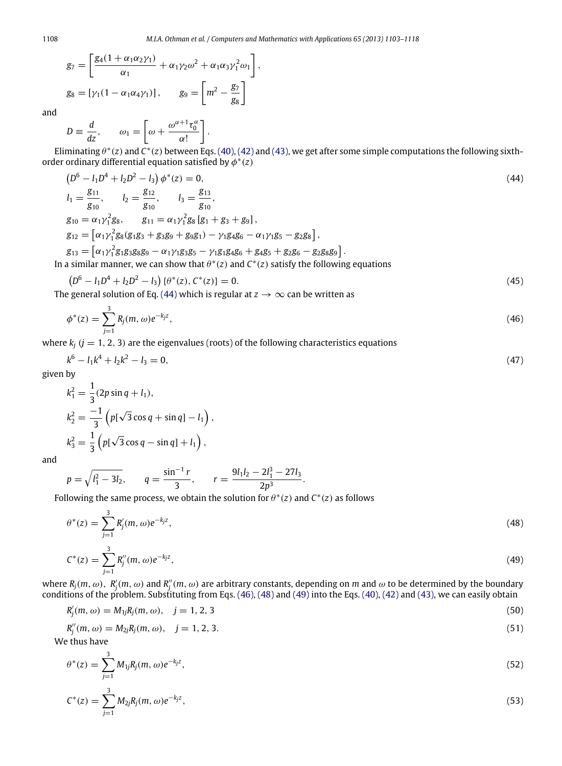$$g_7 = \left[\frac{g_4(1+\alpha_1\alpha_2\gamma_1)}{\alpha_1} + \alpha_1\gamma_2\omega^2 + \alpha_1\alpha_3\gamma_1^2\omega_1\right],$$

$$g_8 = [\gamma_1(1-\alpha_1\alpha_4\gamma_1)], \qquad g_9 = \left[m^2 - \frac{g_7}{g_8}\right]$$

and

$$D \equiv \frac{d}{dz}, \qquad \omega_1 = \left[\omega + \frac{\omega^{\alpha+1}\tau_0^{\alpha}}{\alpha!}\right].$$

Eliminating $\theta^*(z)$ and $C^*(z)$ between Eqs. (40), (42) and (43), we get after some simple computations the following sixth-order ordinary differential equation satisfied by $\phi^*(z)$

$$\left(D^6 - l_1 D^4 + l_2 D^2 - l_3\right)\phi^*(z) = 0, \tag{44}$$

$$l_1 = \frac{g_{11}}{g_{10}}, \qquad l_2 = \frac{g_{12}}{g_{10}}, \qquad l_3 = \frac{g_{13}}{g_{10}},$$

$$g_{10} = \alpha_1\gamma_1^2 g_8, \qquad g_{11} = \alpha_1\gamma_1^2 g_8\left[g_1 + g_3 + g_9\right],$$

$$g_{12} = \left[\alpha_1\gamma_1^2 g_8(g_1g_3 + g_3g_9 + g_9g_1) - \gamma_1 g_4 g_6 - \alpha_1\gamma_1 g_5 - g_2 g_8\right],$$

$$g_{13} = \left[\alpha_1\gamma_1^2 g_1 g_3 g_8 g_9 - \alpha_1\gamma_1 g_3 g_5 - \gamma_1 g_1 g_4 g_6 + g_4 g_5 + g_2 g_6 - g_2 g_8 g_9\right].$$

In a similar manner, we can show that $\theta^*(z)$ and $C^*(z)$ satisfy the following equations

$$\left(D^6 - l_1 D^4 + l_2 D^2 - l_3\right)\{\theta^*(z), C^*(z)\} = 0. \tag{45}$$

The general solution of Eq. (44) which is regular at $z \to \infty$ can be written as

$$\phi^*(z) = \sum_{j=1}^{3} R_j(m,\omega)e^{-k_j z}, \tag{46}$$

where $k_j$ $(j = 1, 2, 3)$ are the eigenvalues (roots) of the following characteristics equations

$$k^6 - l_1 k^4 + l_2 k^2 - l_3 = 0, \tag{47}$$

given by

$$k_1^2 = \frac{1}{3}(2p\sin q + l_1),$$

$$k_2^2 = \frac{-1}{3}\left(p[\sqrt{3}\cos q + \sin q] - l_1\right),$$

$$k_3^2 = \frac{1}{3}\left(p[\sqrt{3}\cos q - \sin q] + l_1\right),$$

and

$$p = \sqrt{l_1^2 - 3l_2}, \qquad q = \frac{\sin^{-1} r}{3}, \qquad r = \frac{9l_1l_2 - 2l_1^3 - 27l_3}{2p^3}.$$

Following the same process, we obtain the solution for $\theta^*(z)$ and $C^*(z)$ as follows

$$\theta^*(z) = \sum_{j=1}^{3} R'_j(m,\omega)e^{-k_j z}, \tag{48}$$

$$C^*(z) = \sum_{j=1}^{3} R''_j(m,\omega)e^{-k_j z}, \tag{49}$$

where $R_j(m,\omega)$, $R'_j(m,\omega)$ and $R''_j(m,\omega)$ are arbitrary constants, depending on $m$ and $\omega$ to be determined by the boundary conditions of the problem. Substituting from Eqs. (46), (48) and (49) into the Eqs. (40), (42) and (43), we can easily obtain

$$R'_j(m,\omega) = M_{1j}R_j(m,\omega), \quad j = 1, 2, 3 \tag{50}$$

$$R''_j(m,\omega) = M_{2j}R_j(m,\omega), \quad j = 1, 2, 3. \tag{51}$$

We thus have

$$\theta^*(z) = \sum_{j=1}^{3} M_{1j}R_j(m,\omega)e^{-k_j z}, \tag{52}$$

$$C^*(z) = \sum_{j=1}^{3} M_{2j}R_j(m,\omega)e^{-k_j z}, \tag{53}$$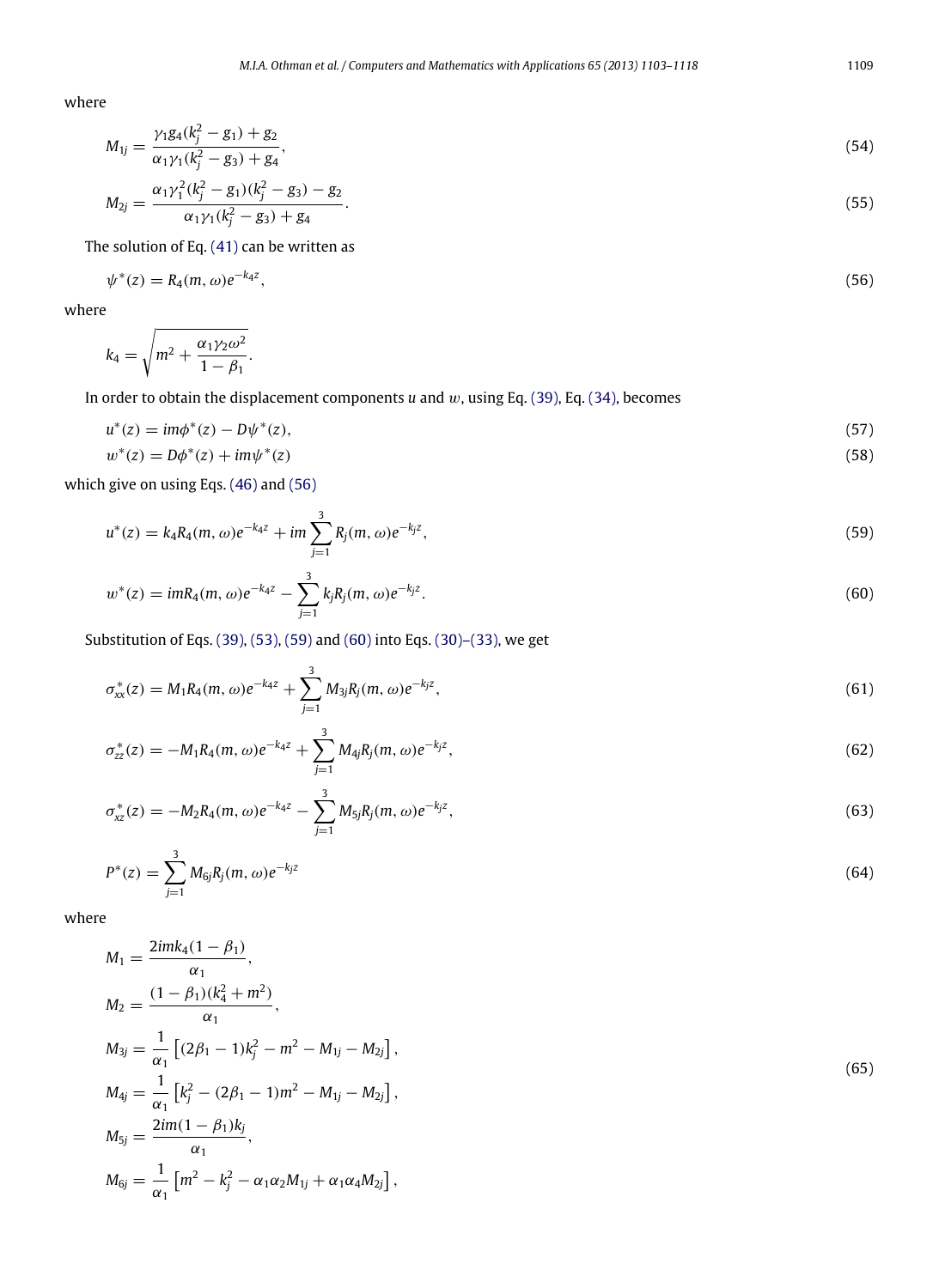where

$$M_{1j} = \frac{\gamma_1 g_4 (k_j^2 - g_1) + g_2}{\alpha_1 \gamma_1 (k_j^2 - g_3) + g_4}, \tag{54}$$

$$M_{2j} = \frac{\alpha_1 \gamma_1^2 (k_j^2 - g_1)(k_j^2 - g_3) - g_2}{\alpha_1 \gamma_1 (k_j^2 - g_3) + g_4}. \tag{55}$$

The solution of Eq. (41) can be written as

$$\psi^*(z) = R_4(m, \omega) e^{-k_4 z}, \tag{56}$$

where

$$k_4 = \sqrt{m^2 + \frac{\alpha_1 \gamma_2 \omega^2}{1 - \beta_1}}.$$

In order to obtain the displacement components $u$ and $w$, using Eq. (39), Eq. (34), becomes

$$u^*(z) = im\phi^*(z) - D\psi^*(z), \tag{57}$$

$$w^*(z) = D\phi^*(z) + im\psi^*(z) \tag{58}$$

which give on using Eqs. (46) and (56)

$$u^*(z) = k_4 R_4(m, \omega) e^{-k_4 z} + im \sum_{j=1}^{3} R_j(m, \omega) e^{-k_j z}, \tag{59}$$

$$w^*(z) = imR_4(m, \omega) e^{-k_4 z} - \sum_{j=1}^{3} k_j R_j(m, \omega) e^{-k_j z}. \tag{60}$$

Substitution of Eqs. (39), (53), (59) and (60) into Eqs. (30)–(33), we get

$$\sigma_{xx}^*(z) = M_1 R_4(m, \omega) e^{-k_4 z} + \sum_{j=1}^{3} M_{3j} R_j(m, \omega) e^{-k_j z}, \tag{61}$$

$$\sigma_{zz}^*(z) = -M_1 R_4(m, \omega) e^{-k_4 z} + \sum_{j=1}^{3} M_{4j} R_j(m, \omega) e^{-k_j z}, \tag{62}$$

$$\sigma_{xz}^*(z) = -M_2 R_4(m, \omega) e^{-k_4 z} - \sum_{j=1}^{3} M_{5j} R_j(m, \omega) e^{-k_j z}, \tag{63}$$

$$P^*(z) = \sum_{j=1}^{3} M_{6j} R_j(m, \omega) e^{-k_j z} \tag{64}$$

where

$$\begin{aligned}
M_1 &= \frac{2imk_4(1 - \beta_1)}{\alpha_1}, \\
M_2 &= \frac{(1 - \beta_1)(k_4^2 + m^2)}{\alpha_1}, \\
M_{3j} &= \frac{1}{\alpha_1}\left[(2\beta_1 - 1)k_j^2 - m^2 - M_{1j} - M_{2j}\right], \\
M_{4j} &= \frac{1}{\alpha_1}\left[k_j^2 - (2\beta_1 - 1)m^2 - M_{1j} - M_{2j}\right], \\
M_{5j} &= \frac{2im(1 - \beta_1)k_j}{\alpha_1}, \\
M_{6j} &= \frac{1}{\alpha_1}\left[m^2 - k_j^2 - \alpha_1 \alpha_2 M_{1j} + \alpha_1 \alpha_4 M_{2j}\right],
\end{aligned} \tag{65}$$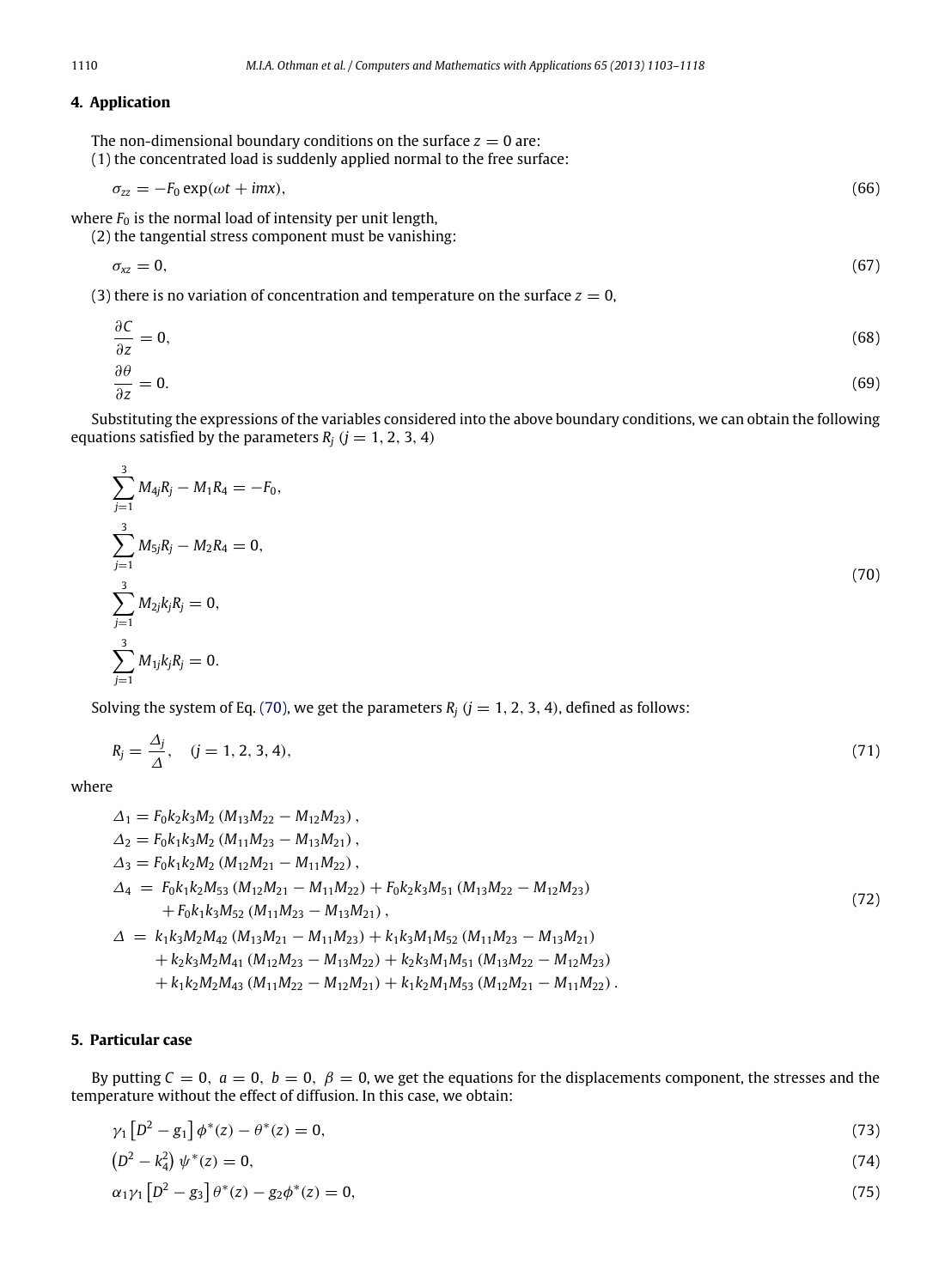## 4. Application

The non-dimensional boundary conditions on the surface $z = 0$ are:
(1) the concentrated load is suddenly applied normal to the free surface:

$$\sigma_{zz} = -F_0 \exp(\omega t + imx), \tag{66}$$

where $F_0$ is the normal load of intensity per unit length,
(2) the tangential stress component must be vanishing:

$$\sigma_{xz} = 0, \tag{67}$$

(3) there is no variation of concentration and temperature on the surface $z = 0$,

$$\frac{\partial C}{\partial z} = 0, \tag{68}$$

$$\frac{\partial \theta}{\partial z} = 0. \tag{69}$$

Substituting the expressions of the variables considered into the above boundary conditions, we can obtain the following equations satisfied by the parameters $R_j$ $(j = 1, 2, 3, 4)$

$$\begin{aligned}
&\sum_{j=1}^{3} M_{4j} R_j - M_1 R_4 = -F_0, \\
&\sum_{j=1}^{3} M_{5j} R_j - M_2 R_4 = 0, \\
&\sum_{j=1}^{3} M_{2j} k_j R_j = 0, \\
&\sum_{j=1}^{3} M_{1j} k_j R_j = 0.
\end{aligned} \tag{70}$$

Solving the system of Eq. (70), we get the parameters $R_j$ $(j = 1, 2, 3, 4)$, defined as follows:

$$R_j = \frac{\Delta_j}{\Delta}, \quad (j = 1, 2, 3, 4), \tag{71}$$

where

$$\begin{aligned}
\Delta_1 &= F_0 k_2 k_3 M_2 \left(M_{13} M_{22} - M_{12} M_{23}\right), \\
\Delta_2 &= F_0 k_1 k_3 M_2 \left(M_{11} M_{23} - M_{13} M_{21}\right), \\
\Delta_3 &= F_0 k_1 k_2 M_2 \left(M_{12} M_{21} - M_{11} M_{22}\right), \\
\Delta_4 &= F_0 k_1 k_2 M_{53} \left(M_{12} M_{21} - M_{11} M_{22}\right) + F_0 k_2 k_3 M_{51} \left(M_{13} M_{22} - M_{12} M_{23}\right) \\
&\quad + F_0 k_1 k_3 M_{52} \left(M_{11} M_{23} - M_{13} M_{21}\right), \\
\Delta &= k_1 k_3 M_2 M_{42} \left(M_{13} M_{21} - M_{11} M_{23}\right) + k_1 k_3 M_1 M_{52} \left(M_{11} M_{23} - M_{13} M_{21}\right) \\
&\quad + k_2 k_3 M_2 M_{41} \left(M_{12} M_{23} - M_{13} M_{22}\right) + k_2 k_3 M_1 M_{51} \left(M_{13} M_{22} - M_{12} M_{23}\right) \\
&\quad + k_1 k_2 M_2 M_{43} \left(M_{11} M_{22} - M_{12} M_{21}\right) + k_1 k_2 M_1 M_{53} \left(M_{12} M_{21} - M_{11} M_{22}\right).
\end{aligned} \tag{72}$$

## 5. Particular case

By putting $C = 0,\ a = 0,\ b = 0,\ \beta = 0$, we get the equations for the displacements component, the stresses and the temperature without the effect of diffusion. In this case, we obtain:

$$\gamma_1 \left[D^2 - g_1\right] \phi^*(z) - \theta^*(z) = 0, \tag{73}$$

$$\left(D^2 - k_4^2\right) \psi^*(z) = 0, \tag{74}$$

$$\alpha_1 \gamma_1 \left[D^2 - g_3\right] \theta^*(z) - g_2 \phi^*(z) = 0, \tag{75}$$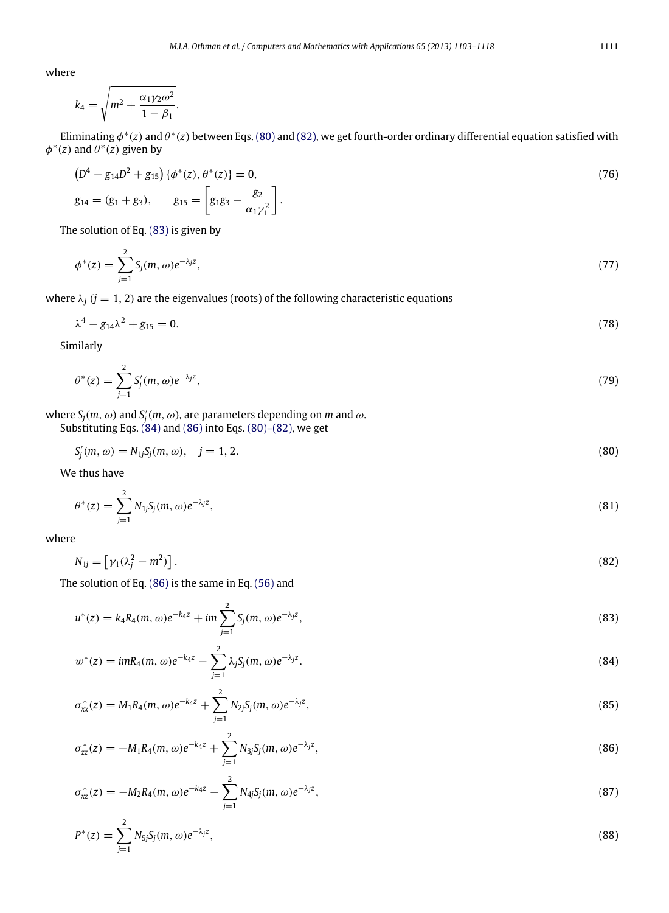where

$$k_4 = \sqrt{m^2 + \frac{\alpha_1 \gamma_2 \omega^2}{1 - \beta_1}}.$$

Eliminating $\phi^*(z)$ and $\theta^*(z)$ between Eqs. (80) and (82), we get fourth-order ordinary differential equation satisfied with $\phi^*(z)$ and $\theta^*(z)$ given by

$$\left(D^4 - g_{14} D^2 + g_{15}\right) \{\phi^*(z), \theta^*(z)\} = 0, \tag{76}$$

$$g_{14} = (g_1 + g_3), \qquad g_{15} = \left[g_1 g_3 - \frac{g_2}{\alpha_1 \gamma_1^2}\right].$$

The solution of Eq. (83) is given by

$$\phi^*(z) = \sum_{j=1}^{2} S_j(m, \omega) e^{-\lambda_j z}, \tag{77}$$

where $\lambda_j$ $(j = 1, 2)$ are the eigenvalues (roots) of the following characteristic equations

$$\lambda^4 - g_{14} \lambda^2 + g_{15} = 0. \tag{78}$$

Similarly

$$\theta^*(z) = \sum_{j=1}^{2} S'_j(m, \omega) e^{-\lambda_j z}, \tag{79}$$

where $S_j(m, \omega)$ and $S'_j(m, \omega)$, are parameters depending on $m$ and $\omega$.

Substituting Eqs. (84) and (86) into Eqs. (80)–(82), we get

$$S'_j(m, \omega) = N_{1j} S_j(m, \omega), \quad j = 1, 2. \tag{80}$$

We thus have

$$\theta^*(z) = \sum_{j=1}^{2} N_{1j} S_j(m, \omega) e^{-\lambda_j z}, \tag{81}$$

where

$$N_{1j} = \left[\gamma_1(\lambda_j^2 - m^2)\right]. \tag{82}$$

The solution of Eq. (86) is the same in Eq. (56) and

$$u^*(z) = k_4 R_4(m, \omega) e^{-k_4 z} + im \sum_{j=1}^{2} S_j(m, \omega) e^{-\lambda_j z}, \tag{83}$$

$$w^*(z) = im R_4(m, \omega) e^{-k_4 z} - \sum_{j=1}^{2} \lambda_j S_j(m, \omega) e^{-\lambda_j z}. \tag{84}$$

$$\sigma_{xx}^*(z) = M_1 R_4(m, \omega) e^{-k_4 z} + \sum_{j=1}^{2} N_{2j} S_j(m, \omega) e^{-\lambda_j z}, \tag{85}$$

$$\sigma_{zz}^*(z) = -M_1 R_4(m, \omega) e^{-k_4 z} + \sum_{j=1}^{2} N_{3j} S_j(m, \omega) e^{-\lambda_j z}, \tag{86}$$

$$\sigma_{xz}^*(z) = -M_2 R_4(m, \omega) e^{-k_4 z} - \sum_{j=1}^{2} N_{4j} S_j(m, \omega) e^{-\lambda_j z}, \tag{87}$$

$$P^*(z) = \sum_{j=1}^{2} N_{5j} S_j(m, \omega) e^{-\lambda_j z}, \tag{88}$$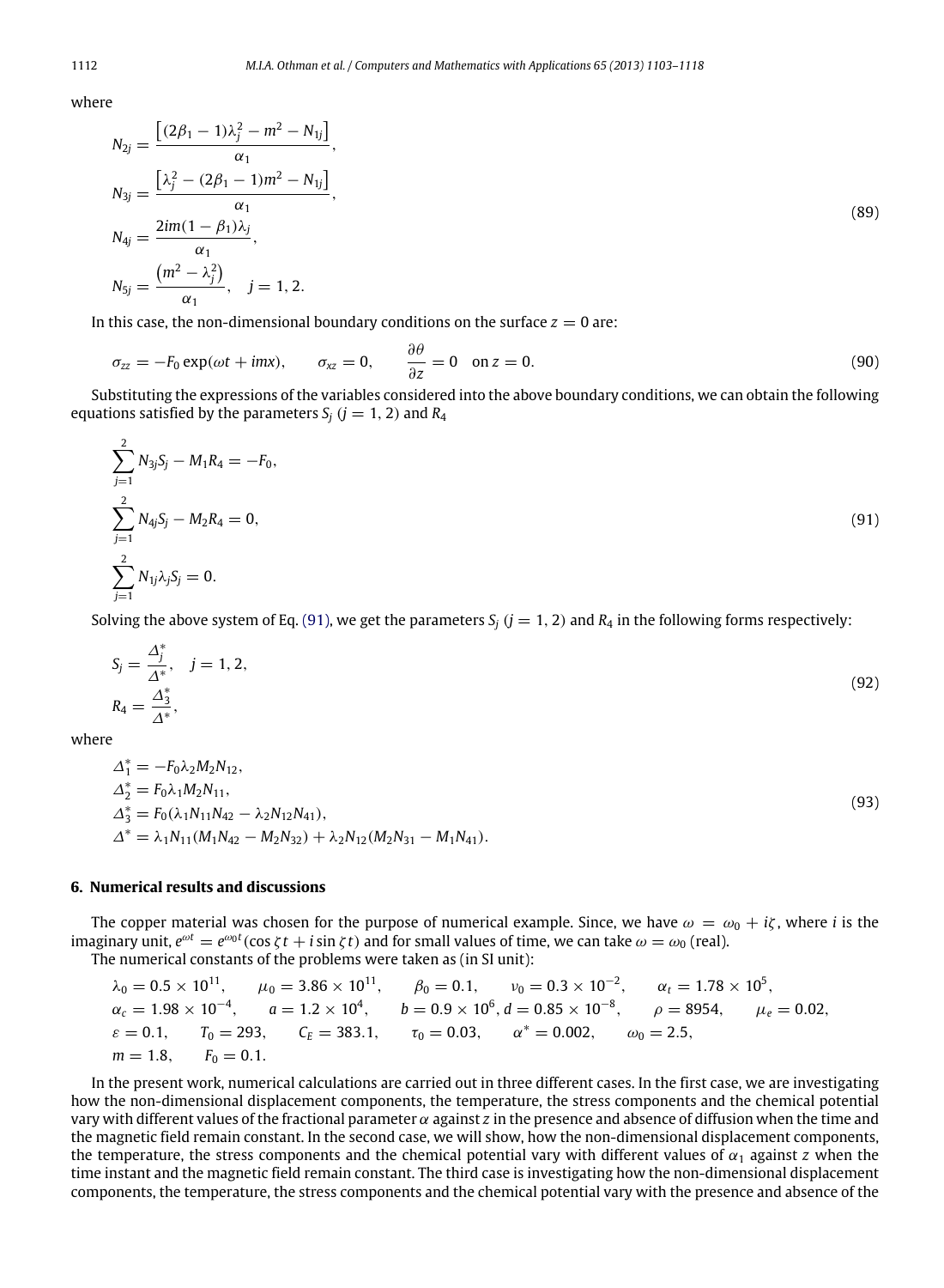where

$$
\begin{aligned}
N_{2j} &= \frac{\left[(2\beta_1 - 1)\lambda_j^2 - m^2 - N_{1j}\right]}{\alpha_1}, \\
N_{3j} &= \frac{\left[\lambda_j^2 - (2\beta_1 - 1)m^2 - N_{1j}\right]}{\alpha_1}, \\
N_{4j} &= \frac{2im(1-\beta_1)\lambda_j}{\alpha_1}, \\
N_{5j} &= \frac{\left(m^2 - \lambda_j^2\right)}{\alpha_1}, \quad j = 1, 2.
\end{aligned}
\tag{89}
$$

In this case, the non-dimensional boundary conditions on the surface $z = 0$ are:

$$
\sigma_{zz} = -F_0 \exp(\omega t + imx), \qquad \sigma_{xz} = 0, \qquad \frac{\partial \theta}{\partial z} = 0 \quad \text{on } z = 0. \tag{90}
$$

Substituting the expressions of the variables considered into the above boundary conditions, we can obtain the following equations satisfied by the parameters $S_j$ $(j = 1, 2)$ and $R_4$

$$
\begin{aligned}
&\sum_{j=1}^{2} N_{3j} S_j - M_1 R_4 = -F_0, \\
&\sum_{j=1}^{2} N_{4j} S_j - M_2 R_4 = 0, \\
&\sum_{j=1}^{2} N_{1j} \lambda_j S_j = 0.
\end{aligned}
\tag{91}
$$

Solving the above system of Eq. (91), we get the parameters $S_j$ $(j = 1, 2)$ and $R_4$ in the following forms respectively:

$$
\begin{aligned}
S_j &= \frac{\Delta_j^*}{\Delta^*}, \quad j = 1, 2, \\
R_4 &= \frac{\Delta_3^*}{\Delta^*},
\end{aligned}
\tag{92}
$$

where

$$
\begin{aligned}
\Delta_1^* &= -F_0 \lambda_2 M_2 N_{12}, \\
\Delta_2^* &= F_0 \lambda_1 M_2 N_{11}, \\
\Delta_3^* &= F_0 (\lambda_1 N_{11} N_{42} - \lambda_2 N_{12} N_{41}), \\
\Delta^* &= \lambda_1 N_{11} (M_1 N_{42} - M_2 N_{32}) + \lambda_2 N_{12} (M_2 N_{31} - M_1 N_{41}).
\end{aligned}
\tag{93}
$$

## 6. Numerical results and discussions

The copper material was chosen for the purpose of numerical example. Since, we have $\omega = \omega_0 + i\zeta$, where $i$ is the imaginary unit, $e^{\omega t} = e^{\omega_0 t}(\cos \zeta t + i \sin \zeta t)$ and for small values of time, we can take $\omega = \omega_0$ (real).

The numerical constants of the problems were taken as (in SI unit):

$\lambda_0 = 0.5 \times 10^{11}$, $\mu_0 = 3.86 \times 10^{11}$, $\beta_0 = 0.1$, $\nu_0 = 0.3 \times 10^{-2}$, $\alpha_t = 1.78 \times 10^5$,
$\alpha_c = 1.98 \times 10^{-4}$, $a = 1.2 \times 10^4$, $b = 0.9 \times 10^6$, $d = 0.85 \times 10^{-8}$, $\rho = 8954$, $\mu_e = 0.02$,
$\varepsilon = 0.1$, $T_0 = 293$, $C_E = 383.1$, $\tau_0 = 0.03$, $\alpha^* = 0.002$, $\omega_0 = 2.5$,
$m = 1.8$, $F_0 = 0.1$.

In the present work, numerical calculations are carried out in three different cases. In the first case, we are investigating how the non-dimensional displacement components, the temperature, the stress components and the chemical potential vary with different values of the fractional parameter $\alpha$ against $z$ in the presence and absence of diffusion when the time and the magnetic field remain constant. In the second case, we will show, how the non-dimensional displacement components, the temperature, the stress components and the chemical potential vary with different values of $\alpha_1$ against $z$ when the time instant and the magnetic field remain constant. The third case is investigating how the non-dimensional displacement components, the temperature, the stress components and the chemical potential vary with the presence and absence of the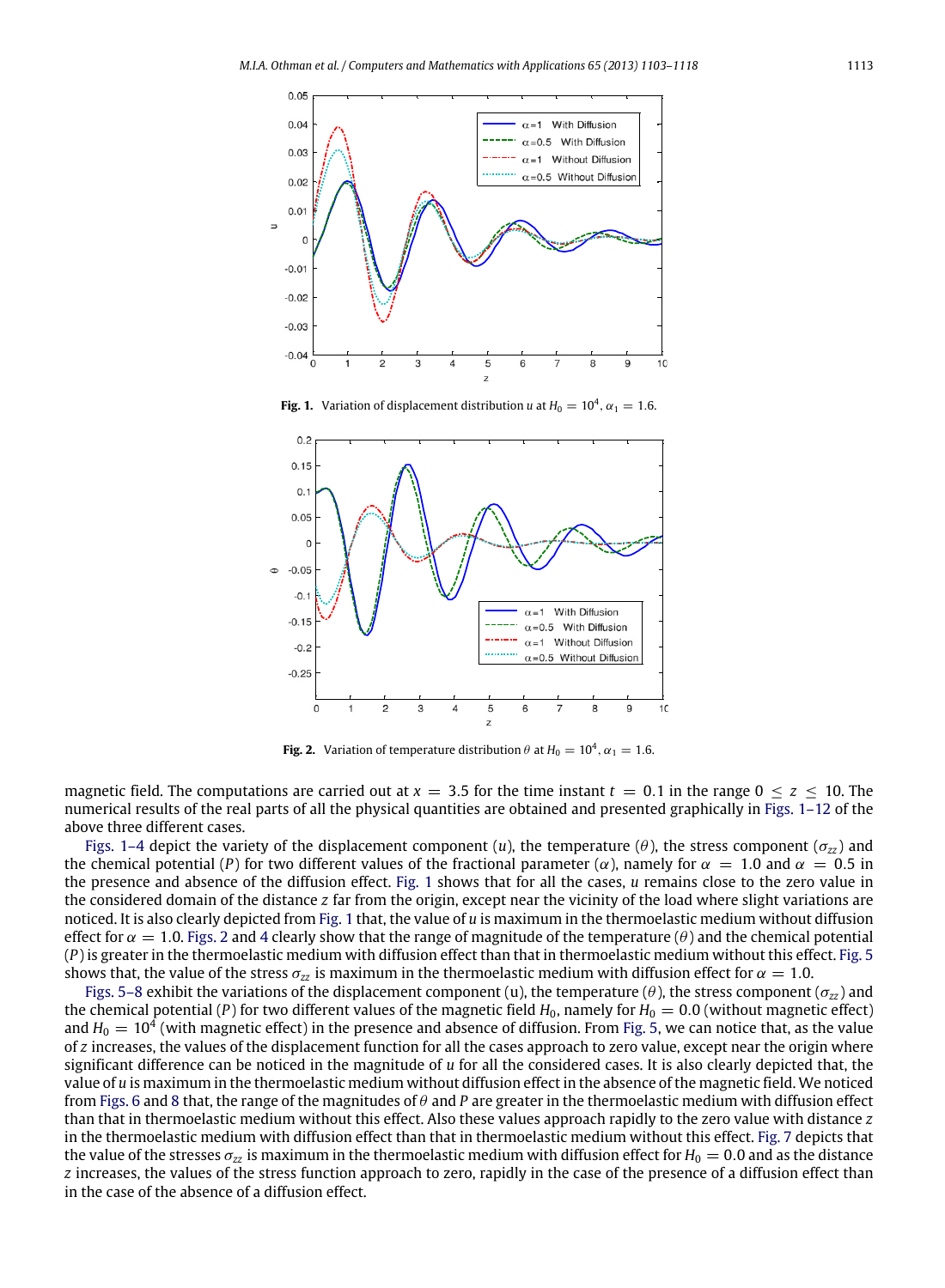Fig. 1. Variation of displacement distribution $u$ at $H_0 = 10^4$, $\alpha_1 = 1.6$.

Fig. 2. Variation of temperature distribution $\theta$ at $H_0 = 10^4$, $\alpha_1 = 1.6$.

magnetic field. The computations are carried out at $x = 3.5$ for the time instant $t = 0.1$ in the range $0 \le z \le 10$. The numerical results of the real parts of all the physical quantities are obtained and presented graphically in Figs. 1–12 of the above three different cases.

Figs. 1–4 depict the variety of the displacement component ($u$), the temperature ($\theta$), the stress component ($\sigma_{zz}$) and the chemical potential ($P$) for two different values of the fractional parameter ($\alpha$), namely for $\alpha = 1.0$ and $\alpha = 0.5$ in the presence and absence of the diffusion effect. Fig. 1 shows that for all the cases, $u$ remains close to the zero value in the considered domain of the distance $z$ far from the origin, except near the vicinity of the load where slight variations are noticed. It is also clearly depicted from Fig. 1 that, the value of $u$ is maximum in the thermoelastic medium without diffusion effect for $\alpha = 1.0$. Figs. 2 and 4 clearly show that the range of magnitude of the temperature ($\theta$) and the chemical potential ($P$) is greater in the thermoelastic medium with diffusion effect than that in thermoelastic medium without this effect. Fig. 5 shows that, the value of the stress $\sigma_{zz}$ is maximum in the thermoelastic medium with diffusion effect for $\alpha = 1.0$.

Figs. 5–8 exhibit the variations of the displacement component ($u$), the temperature ($\theta$), the stress component ($\sigma_{zz}$) and the chemical potential ($P$) for two different values of the magnetic field $H_0$, namely for $H_0 = 0.0$ (without magnetic effect) and $H_0 = 10^4$ (with magnetic effect) in the presence and absence of diffusion. From Fig. 5, we can notice that, as the value of $z$ increases, the values of the displacement function for all the cases approach to zero value, except near the origin where significant difference can be noticed in the magnitude of $u$ for all the considered cases. It is also clearly depicted that, the value of $u$ is maximum in the thermoelastic medium without diffusion effect in the absence of the magnetic field. We noticed from Figs. 6 and 8 that, the range of the magnitudes of $\theta$ and $P$ are greater in the thermoelastic medium with diffusion effect than that in thermoelastic medium without this effect. Also these values approach rapidly to the zero value with distance $z$ in the thermoelastic medium with diffusion effect than that in thermoelastic medium without this effect. Fig. 7 depicts that, the value of the stresses $\sigma_{zz}$ is maximum in the thermoelastic medium with diffusion effect for $H_0 = 0.0$ and as the distance $z$ increases, the values of the stress function approach to zero, rapidly in the case of the presence of a diffusion effect than in the case of the absence of a diffusion effect.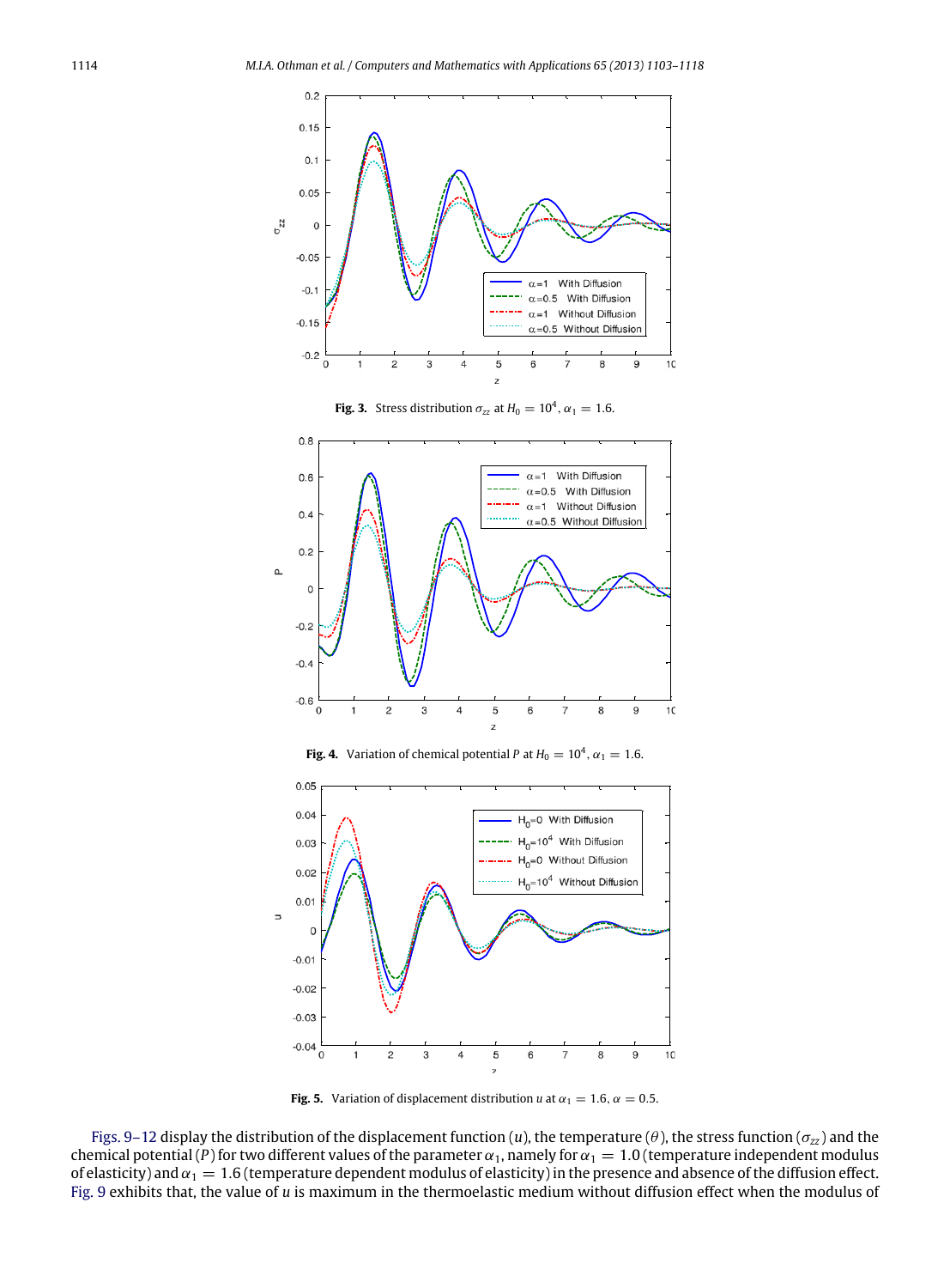**Fig. 3.** Stress distribution $\sigma_{zz}$ at $H_0 = 10^4$, $\alpha_1 = 1.6$.

**Fig. 4.** Variation of chemical potential $P$ at $H_0 = 10^4$, $\alpha_1 = 1.6$.

**Fig. 5.** Variation of displacement distribution $u$ at $\alpha_1 = 1.6$, $\alpha = 0.5$.

Figs. 9–12 display the distribution of the displacement function ($u$), the temperature ($\theta$), the stress function ($\sigma_{zz}$) and the chemical potential ($P$) for two different values of the parameter $\alpha_1$, namely for $\alpha_1 = 1.0$ (temperature independent modulus of elasticity) and $\alpha_1 = 1.6$ (temperature dependent modulus of elasticity) in the presence and absence of the diffusion effect. Fig. 9 exhibits that, the value of $u$ is maximum in the thermoelastic medium without diffusion effect when the modulus of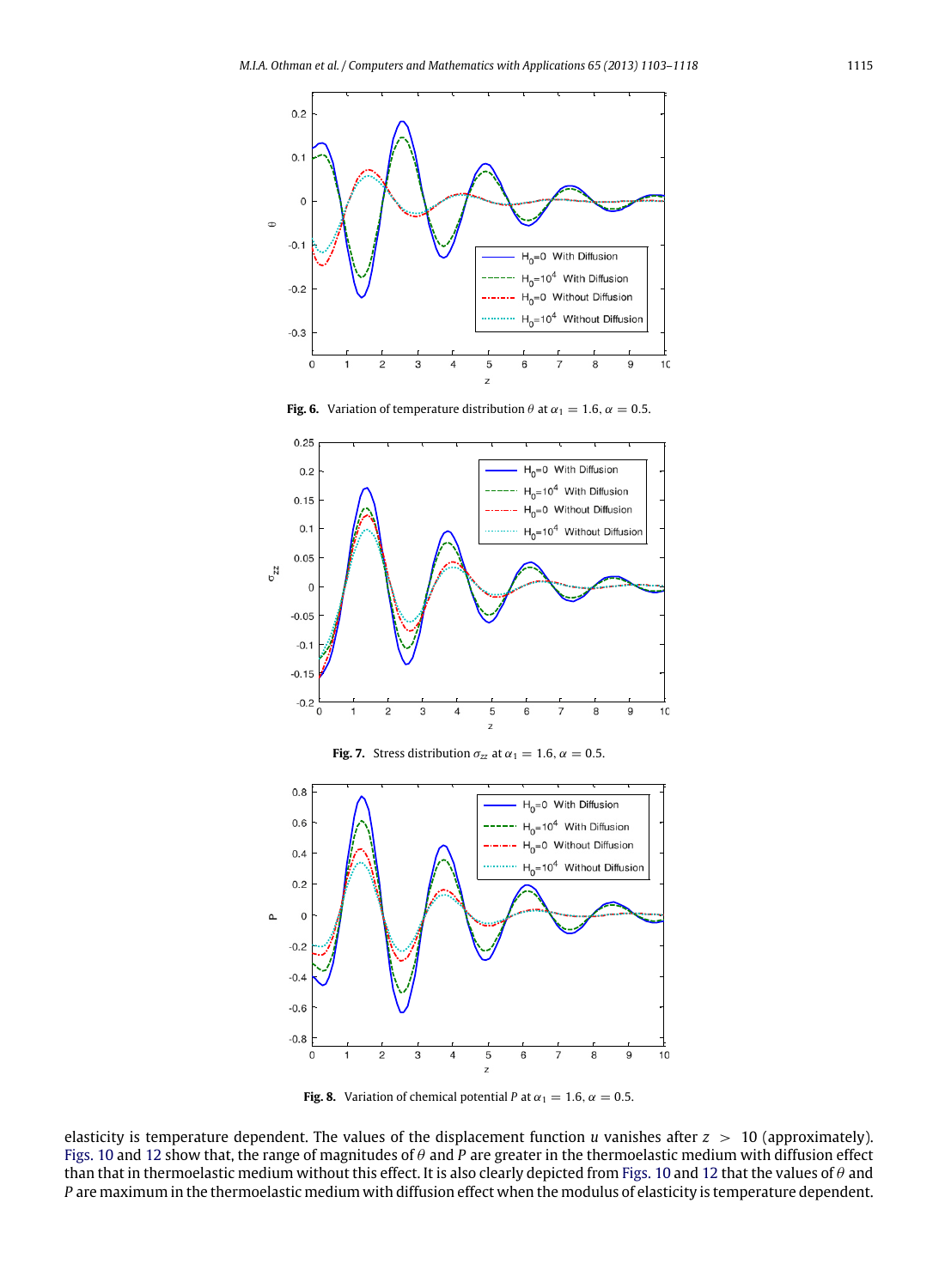Fig. 6. Variation of temperature distribution $\theta$ at $\alpha_1 = 1.6$, $\alpha = 0.5$.

Fig. 7. Stress distribution $\sigma_{zz}$ at $\alpha_1 = 1.6$, $\alpha = 0.5$.

Fig. 8. Variation of chemical potential $P$ at $\alpha_1 = 1.6$, $\alpha = 0.5$.

elasticity is temperature dependent. The values of the displacement function $u$ vanishes after $z > 10$ (approximately). Figs. 10 and 12 show that, the range of magnitudes of $\theta$ and $P$ are greater in the thermoelastic medium with diffusion effect than that in thermoelastic medium without this effect. It is also clearly depicted from Figs. 10 and 12 that the values of $\theta$ and $P$ are maximum in the thermoelastic medium with diffusion effect when the modulus of elasticity is temperature dependent.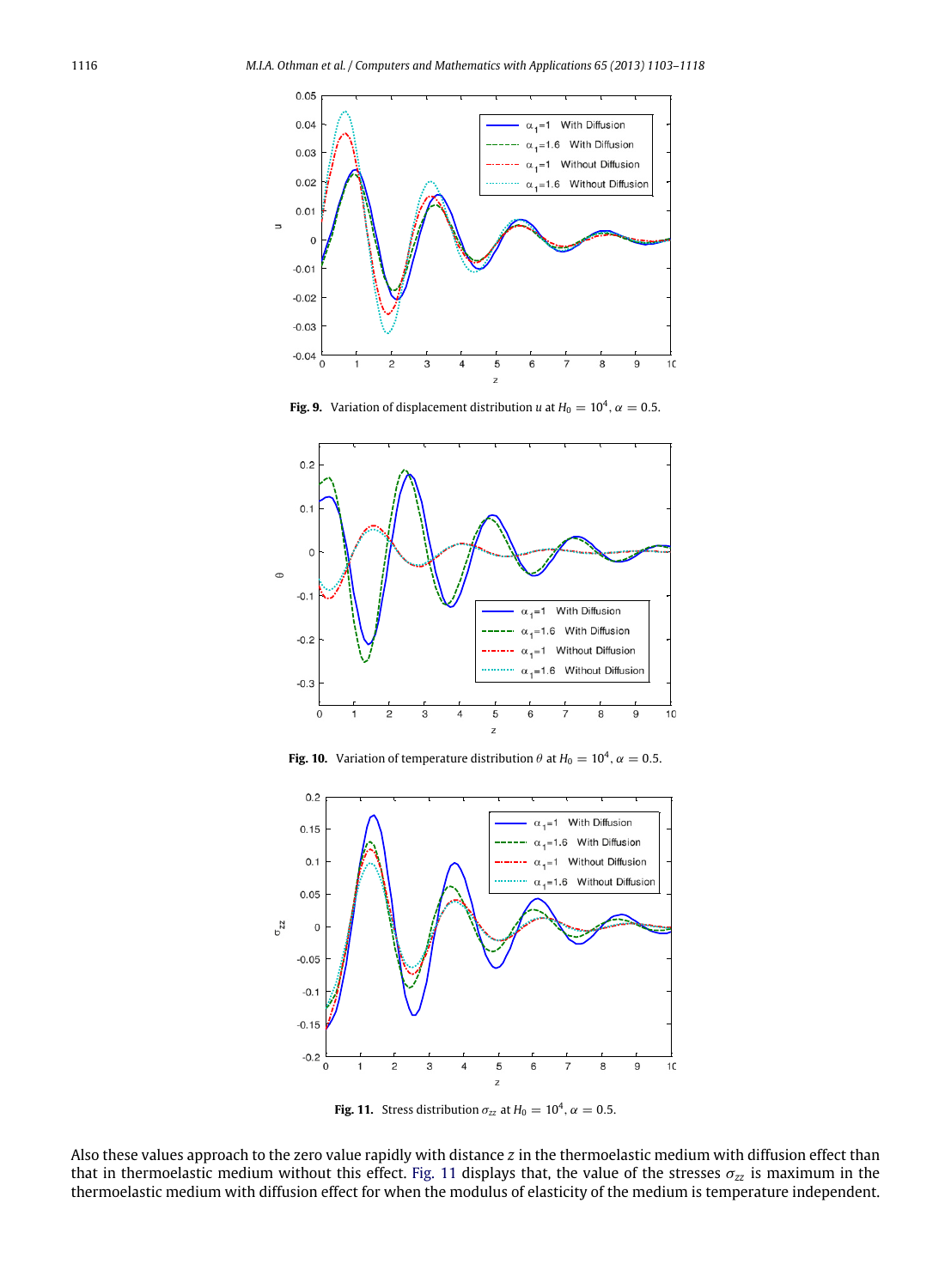**Fig. 9.** Variation of displacement distribution $u$ at $H_0 = 10^4$, $\alpha = 0.5$.

**Fig. 10.** Variation of temperature distribution $\theta$ at $H_0 = 10^4$, $\alpha = 0.5$.

**Fig. 11.** Stress distribution $\sigma_{zz}$ at $H_0 = 10^4$, $\alpha = 0.5$.

Also these values approach to the zero value rapidly with distance $z$ in the thermoelastic medium with diffusion effect than that in thermoelastic medium without this effect. Fig. 11 displays that, the value of the stresses $\sigma_{zz}$ is maximum in the thermoelastic medium with diffusion effect for when the modulus of elasticity of the medium is temperature independent.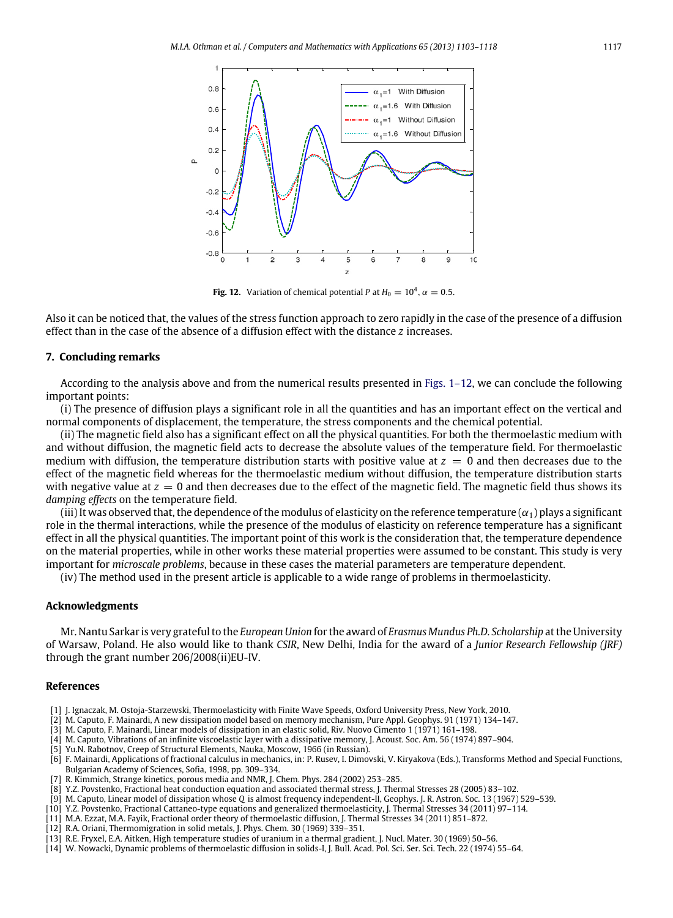**Fig. 12.** Variation of chemical potential $P$ at $H_0 = 10^4$, $\alpha = 0.5$.

Also it can be noticed that, the values of the stress function approach to zero rapidly in the case of the presence of a diffusion effect than in the case of the absence of a diffusion effect with the distance $z$ increases.

## 7. Concluding remarks

According to the analysis above and from the numerical results presented in Figs. 1–12, we can conclude the following important points:

(i) The presence of diffusion plays a significant role in all the quantities and has an important effect on the vertical and normal components of displacement, the temperature, the stress components and the chemical potential.

(ii) The magnetic field also has a significant effect on all the physical quantities. For both the thermoelastic medium with and without diffusion, the magnetic field acts to decrease the absolute values of the temperature field. For thermoelastic medium with diffusion, the temperature distribution starts with positive value at $z = 0$ and then decreases due to the effect of the magnetic field whereas for the thermoelastic medium without diffusion, the temperature distribution starts with negative value at $z = 0$ and then decreases due to the effect of the magnetic field. The magnetic field thus shows its *damping effects* on the temperature field.

(iii) It was observed that, the dependence of the modulus of elasticity on the reference temperature ($\alpha_1$) plays a significant role in the thermal interactions, while the presence of the modulus of elasticity on reference temperature has a significant effect in all the physical quantities. The important point of this work is the consideration that, the temperature dependence on the material properties, while in other works these material properties were assumed to be constant. This study is very important for *microscale problems*, because in these cases the material parameters are temperature dependent.

(iv) The method used in the present article is applicable to a wide range of problems in thermoelasticity.

## Acknowledgments

Mr. Nantu Sarkar is very grateful to the *European Union* for the award of *Erasmus Mundus Ph.D. Scholarship* at the University of Warsaw, Poland. He also would like to thank *CSIR*, New Delhi, India for the award of a *Junior Research Fellowship (JRF)* through the grant number 206/2008(ii)EU-IV.

## References

[1] J. Ignaczak, M. Ostoja-Starzewski, Thermoelasticity with Finite Wave Speeds, Oxford University Press, New York, 2010.
[2] M. Caputo, F. Mainardi, A new dissipation model based on memory mechanism, Pure Appl. Geophys. 91 (1971) 134–147.
[3] M. Caputo, F. Mainardi, Linear models of dissipation in an elastic solid, Riv. Nuovo Cimento 1 (1971) 161–198.
[4] M. Caputo, Vibrations of an infinite viscoelastic layer with a dissipative memory, J. Acoust. Soc. Am. 56 (1974) 897–904.
[5] Yu.N. Rabotnov, Creep of Structural Elements, Nauka, Moscow, 1966 (in Russian).
[6] F. Mainardi, Applications of fractional calculus in mechanics, in: P. Rusev, I. Dimovski, V. Kiryakova (Eds.), Transforms Method and Special Functions, Bulgarian Academy of Sciences, Sofia, 1998, pp. 309–334.
[7] R. Kimmich, Strange kinetics, porous media and NMR, J. Chem. Phys. 284 (2002) 253–285.
[8] Y.Z. Povstenko, Fractional heat conduction equation and associated thermal stress, J. Thermal Stresses 28 (2005) 83–102.
[9] M. Caputo, Linear model of dissipation whose $Q$ is almost frequency independent-II, Geophys. J. R. Astron. Soc. 13 (1967) 529–539.
[10] Y.Z. Povstenko, Fractional Cattaneo-type equations and generalized thermoelasticity, J. Thermal Stresses 34 (2011) 97–114.
[11] M.A. Ezzat, M.A. Fayik, Fractional order theory of thermoelastic diffusion, J. Thermal Stresses 34 (2011) 851–872.
[12] R.A. Oriani, Thermomigration in solid metals, J. Phys. Chem. 30 (1969) 339–351.
[13] R.E. Fryxel, E.A. Aitken, High temperature studies of uranium in a thermal gradient, J. Nucl. Mater. 30 (1969) 50–56.
[14] W. Nowacki, Dynamic problems of thermoelastic diffusion in solids-I, J. Bull. Acad. Pol. Sci. Ser. Sci. Tech. 22 (1974) 55–64.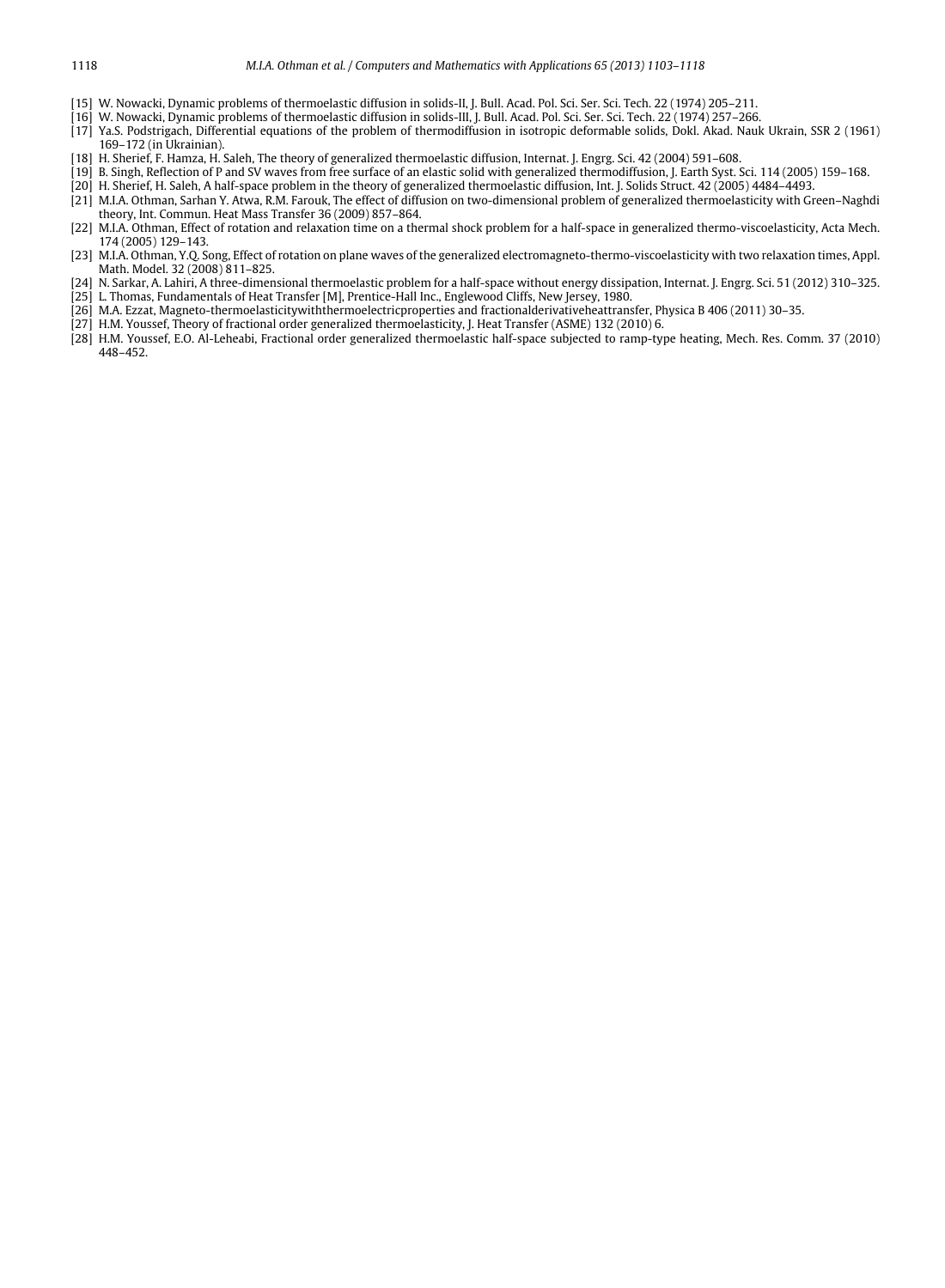[15] W. Nowacki, Dynamic problems of thermoelastic diffusion in solids-II, J. Bull. Acad. Pol. Sci. Ser. Sci. Tech. 22 (1974) 205–211.
[16] W. Nowacki, Dynamic problems of thermoelastic diffusion in solids-III, J. Bull. Acad. Pol. Sci. Ser. Sci. Tech. 22 (1974) 257–266.
[17] Ya.S. Podstrigach, Differential equations of the problem of thermodiffusion in isotropic deformable solids, Dokl. Akad. Nauk Ukrain, SSR 2 (1961) 169–172 (in Ukrainian).
[18] H. Sherief, F. Hamza, H. Saleh, The theory of generalized thermoelastic diffusion, Internat. J. Engrg. Sci. 42 (2004) 591–608.
[19] B. Singh, Reflection of P and SV waves from free surface of an elastic solid with generalized thermodiffusion, J. Earth Syst. Sci. 114 (2005) 159–168.
[20] H. Sherief, H. Saleh, A half-space problem in the theory of generalized thermoelastic diffusion, Int. J. Solids Struct. 42 (2005) 4484–4493.
[21] M.I.A. Othman, Sarhan Y. Atwa, R.M. Farouk, The effect of diffusion on two-dimensional problem of generalized thermoelasticity with Green–Naghdi theory, Int. Commun. Heat Mass Transfer 36 (2009) 857–864.
[22] M.I.A. Othman, Effect of rotation and relaxation time on a thermal shock problem for a half-space in generalized thermo-viscoelasticity, Acta Mech. 174 (2005) 129–143.
[23] M.I.A. Othman, Y.Q. Song, Effect of rotation on plane waves of the generalized electromagneto-thermo-viscoelasticity with two relaxation times, Appl. Math. Model. 32 (2008) 811–825.
[24] N. Sarkar, A. Lahiri, A three-dimensional thermoelastic problem for a half-space without energy dissipation, Internat. J. Engrg. Sci. 51 (2012) 310–325.
[25] L. Thomas, Fundamentals of Heat Transfer [M], Prentice-Hall Inc., Englewood Cliffs, New Jersey, 1980.
[26] M.A. Ezzat, Magneto-thermoelasticitywiththermoelectricproperties and fractionalderivativeheattransfer, Physica B 406 (2011) 30–35.
[27] H.M. Youssef, Theory of fractional order generalized thermoelasticity, J. Heat Transfer (ASME) 132 (2010) 6.
[28] H.M. Youssef, E.O. Al-Leheabi, Fractional order generalized thermoelastic half-space subjected to ramp-type heating, Mech. Res. Comm. 37 (2010) 448–452.